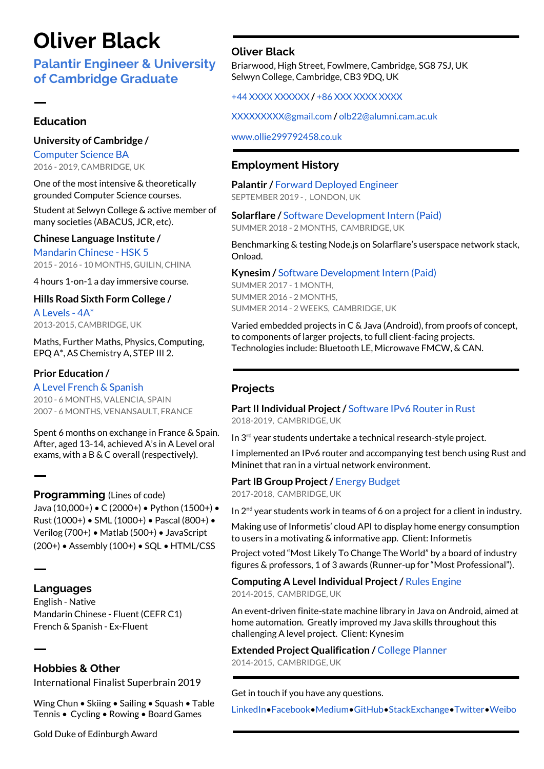# Oliver Black

## Palantir Engineer & University of Cambridge Graduate

## Education

**University of Cambridge /** Computer Science BA
2016 - 2019, CAMBRIDGE, UK

One of the most intensive & theoretically grounded Computer Science courses.

Student at Selwyn College & active member of many societies (ABACUS, JCR, etc).

**Chinese Language Institute /** Mandarin Chinese - HSK 5
2015 - 2016 - 10 MONTHS, GUILIN, CHINA

4 hours 1-on-1 a day immersive course.

**Hills Road Sixth Form College /** A Levels - 4A*
2013-2015, CAMBRIDGE, UK

Maths, Further Maths, Physics, Computing, EPQ A*, AS Chemistry A, STEP III 2.

**Prior Education /** A Level French & Spanish
2010 - 6 MONTHS, VALENCIA, SPAIN
2007 - 6 MONTHS, VENANSAULT, FRANCE

Spent 6 months on exchange in France & Spain. After, aged 13-14, achieved A's in A Level oral exams, with a B & C overall (respectively).

## Programming (Lines of code)

Java (10,000+) • C (2000+) • Python (1500+) • Rust (1000+) • SML (1000+) • Pascal (800+) • Verilog (700+) • Matlab (500+) • JavaScript (200+) • Assembly (100+) • SQL • HTML/CSS

## Languages

English - Native
Mandarin Chinese - Fluent (CEFR C1)
French & Spanish - Ex-Fluent

## Hobbies & Other

International Finalist Superbrain 2019

Wing Chun • Skiing • Sailing • Squash • Table Tennis • Cycling • Rowing • Board Games

Gold Duke of Edinburgh Award

---

**Oliver Black**
Briarwood, High Street, Fowlmere, Cambridge, SG8 7SJ, UK
Selwyn College, Cambridge, CB3 9DQ, UK

+44 XXXX XXXXXX / +86 XXX XXXX XXXX

XXXXXXXXX@gmail.com / olb22@alumni.cam.ac.uk

www.ollie299792458.co.uk

## Employment History

**Palantir /** Forward Deployed Engineer
SEPTEMBER 2019 - , LONDON, UK

**Solarflare /** Software Development Intern (Paid)
SUMMER 2018 - 2 MONTHS, CAMBRIDGE, UK

Benchmarking & testing Node.js on Solarflare's userspace network stack, Onload.

**Kynesim /** Software Development Intern (Paid)
SUMMER 2017 - 1 MONTH,
SUMMER 2016 - 2 MONTHS,
SUMMER 2014 - 2 WEEKS, CAMBRIDGE, UK

Varied embedded projects in C & Java (Android), from proofs of concept, to components of larger projects, to full client-facing projects. Technologies include: Bluetooth LE, Microwave FMCW, & CAN.

## Projects

**Part II Individual Project /** Software IPv6 Router in Rust
2018-2019, CAMBRIDGE, UK

In 3rd year students undertake a technical research-style project.

I implemented an IPv6 router and accompanying test bench using Rust and Mininet that ran in a virtual network environment.

**Part IB Group Project /** Energy Budget
2017-2018, CAMBRIDGE, UK

In 2nd year students work in teams of 6 on a project for a client in industry.

Making use of Informetis' cloud API to display home energy consumption to users in a motivating & informative app. Client: Informetis

Project voted "Most Likely To Change The World" by a board of industry figures & professors, 1 of 3 awards (Runner-up for "Most Professional").

**Computing A Level Individual Project /** Rules Engine
2014-2015, CAMBRIDGE, UK

An event-driven finite-state machine library in Java on Android, aimed at home automation. Greatly improved my Java skills throughout this challenging A level project. Client: Kynesim

**Extended Project Qualification /** College Planner
2014-2015, CAMBRIDGE, UK

---

Get in touch if you have any questions.

LinkedIn • Facebook • Medium • GitHub • StackExchange • Twitter • Weibo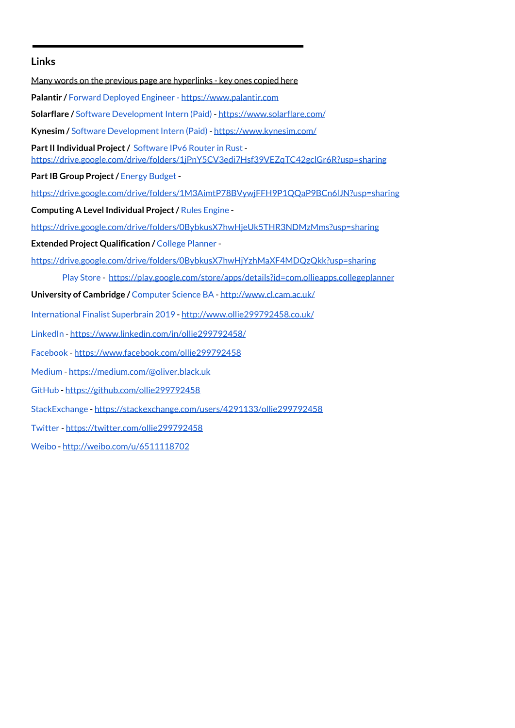## Links

Many words on the previous page are hyperlinks - key ones copied here

**Palantir /** Forward Deployed Engineer - https://www.palantir.com

**Solarflare /** Software Development Intern (Paid) - https://www.solarflare.com/

**Kynesim /** Software Development Intern (Paid) - https://www.kynesim.com/

**Part II Individual Project /** Software IPv6 Router in Rust - https://drive.google.com/drive/folders/1jPnY5CV3edi7Hsf39VEZqTC42gclGr6R?usp=sharing

**Part IB Group Project /** Energy Budget -

https://drive.google.com/drive/folders/1M3AimtP78BVywjFFH9P1QQaP9BCn6lJN?usp=sharing

**Computing A Level Individual Project /** Rules Engine -

https://drive.google.com/drive/folders/0BybkusX7hwHjeUk5THR3NDMzMms?usp=sharing

**Extended Project Qualification /** College Planner -

https://drive.google.com/drive/folders/0BybkusX7hwHjYzhMaXF4MDQzQkk?usp=sharing

Play Store - https://play.google.com/store/apps/details?id=com.ollieapps.collegeplanner

**University of Cambridge /** Computer Science BA - http://www.cl.cam.ac.uk/

International Finalist Superbrain 2019 - http://www.ollie299792458.co.uk/

LinkedIn - https://www.linkedin.com/in/ollie299792458/

Facebook - https://www.facebook.com/ollie299792458

Medium - https://medium.com/@oliver.black.uk

GitHub - https://github.com/ollie299792458

StackExchange - https://stackexchange.com/users/4291133/ollie299792458

Twitter - https://twitter.com/ollie299792458

Weibo - http://weibo.com/u/6511118702